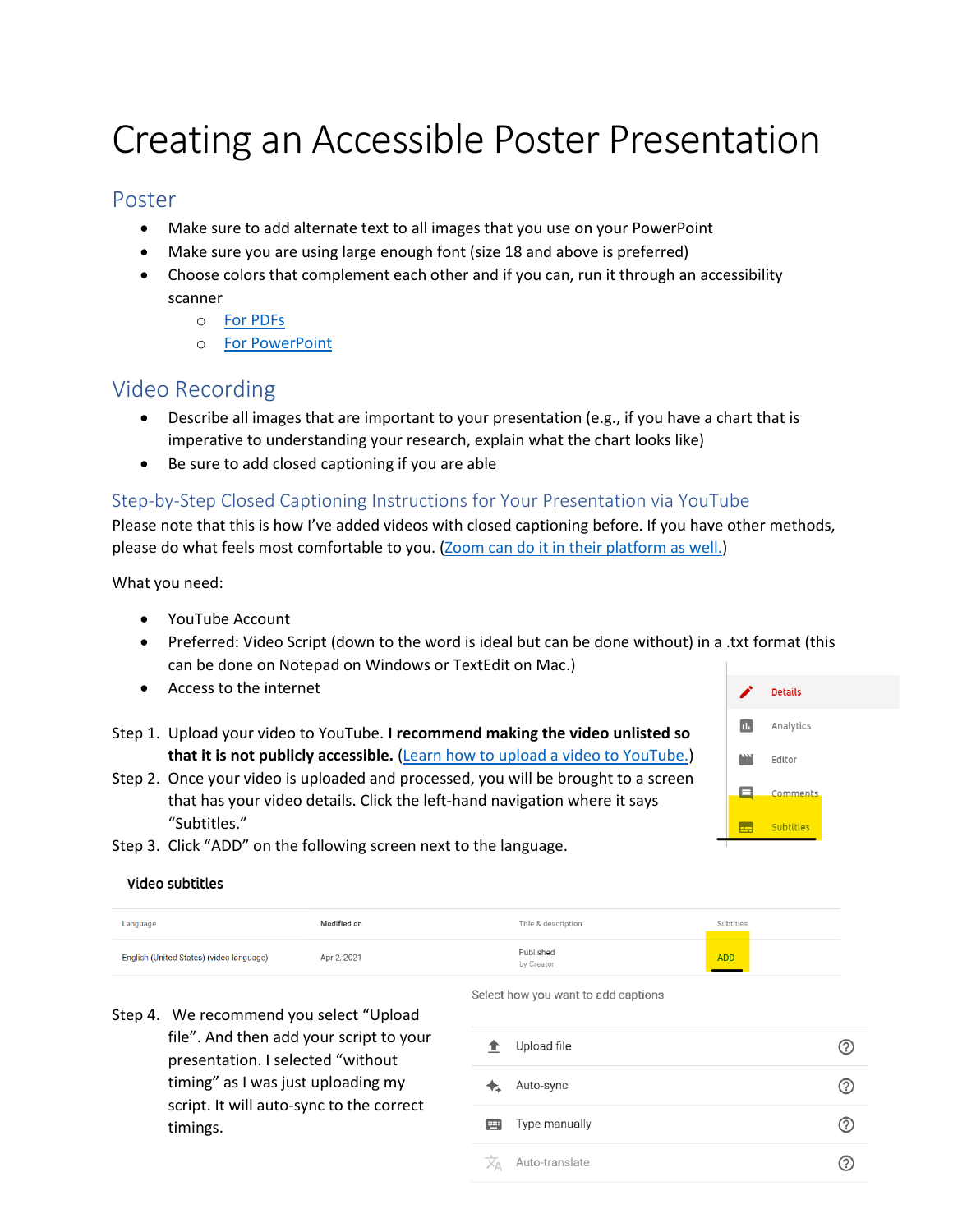# Creating an Accessible Poster Presentation

## Poster

- Make sure to add alternate text to all images that you use on your PowerPoint
- Make sure you are using large enough font (size 18 and above is preferred)
- Choose colors that complement each other and if you can, run it through an accessibility scanner
  - For PDFs
  - For PowerPoint

## Video Recording

- Describe all images that are important to your presentation (e.g., if you have a chart that is imperative to understanding your research, explain what the chart looks like)
- Be sure to add closed captioning if you are able

### Step-by-Step Closed Captioning Instructions for Your Presentation via YouTube

Please note that this is how I've added videos with closed captioning before. If you have other methods, please do what feels most comfortable to you. (Zoom can do it in their platform as well.)

What you need:

- YouTube Account
- Preferred: Video Script (down to the word is ideal but can be done without) in a .txt format (this can be done on Notepad on Windows or TextEdit on Mac.)
- Access to the internet

Step 1. Upload your video to YouTube. **I recommend making the video unlisted so that it is not publicly accessible.** (Learn how to upload a video to YouTube.)

Step 2. Once your video is uploaded and processed, you will be brought to a screen that has your video details. Click the left-hand navigation where it says "Subtitles."

Step 3. Click "ADD" on the following screen next to the language.

Step 4. We recommend you select "Upload file". And then add your script to your presentation. I selected "without timing" as I was just uploading my script. It will auto-sync to the correct timings.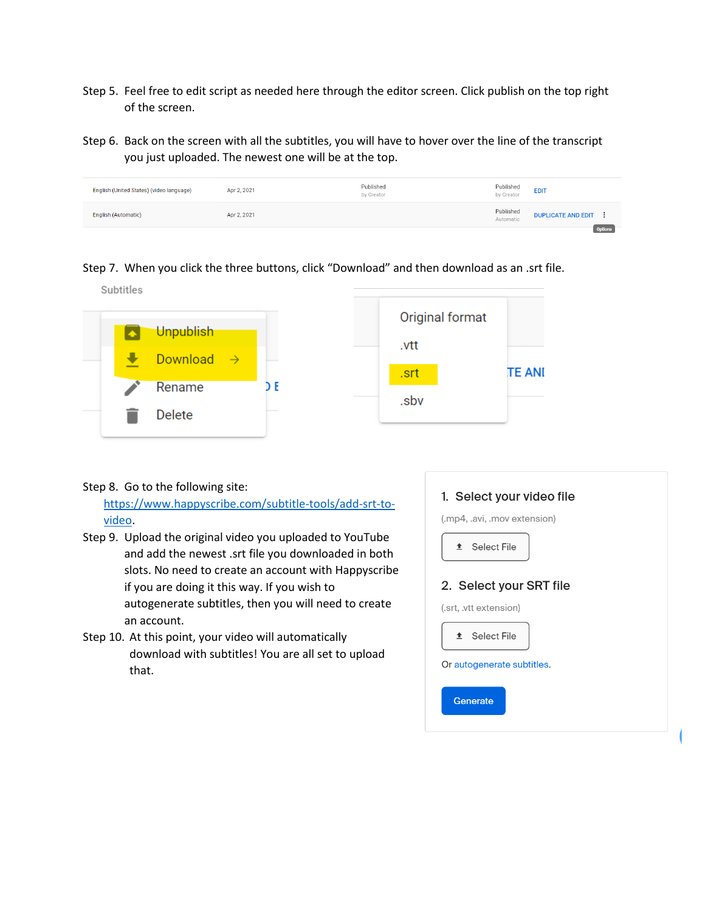Step 5. Feel free to edit script as needed here through the editor screen. Click publish on the top right of the screen.

Step 6. Back on the screen with all the subtitles, you will have to hover over the line of the transcript you just uploaded. The newest one will be at the top.

| | | | | |
|---|---|---|---|---|
| English (United States) (video language) | Apr 2, 2021 | Published by Creator | Published by Creator | EDIT |
| English (Automatic) | Apr 2, 2021 | | Published Automatic | DUPLICATE AND EDIT ⋮ Options |

Step 7. When you click the three buttons, click "Download" and then download as an .srt file.

Subtitles

Unpublish
Download →
Rename
Delete

Original format
.vtt
.srt
.sbv

Step 8. Go to the following site: https://www.happyscribe.com/subtitle-tools/add-srt-to-video.

Step 9. Upload the original video you uploaded to YouTube and add the newest .srt file you downloaded in both slots. No need to create an account with Happyscribe if you are doing it this way. If you wish to autogenerate subtitles, then you will need to create an account.

Step 10. At this point, your video will automatically download with subtitles! You are all set to upload that.

1. Select your video file

(.mp4, .avi, .mov extension)

Select File

2. Select your SRT file

(.srt, .vtt extension)

Select File

Or autogenerate subtitles.

Generate